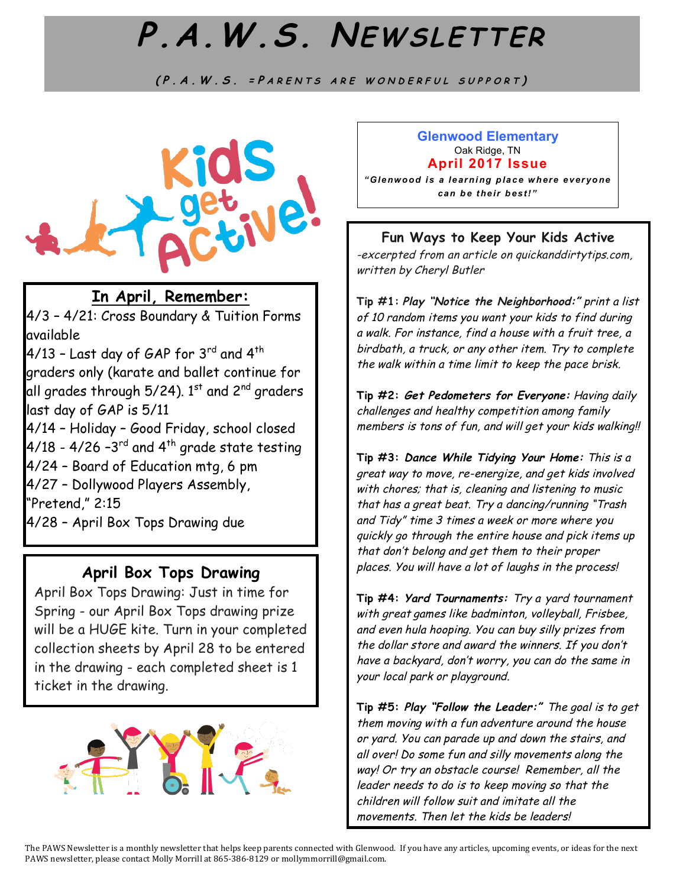# P.A.W.S. Newsletter

*(P.A.W.S. =Parents are wonderful support)*

**Glenwood Elementary**
Oak Ridge, TN
**April 2017 Issue**
*"Glenwood is a learning place where everyone can be their best!"*

## In April, Remember:

4/3 – 4/21: Cross Boundary & Tuition Forms available
4/13 – Last day of GAP for 3rd and 4th graders only (karate and ballet continue for all grades through 5/24). 1st and 2nd graders last day of GAP is 5/11
4/14 – Holiday – Good Friday, school closed
4/18 - 4/26 –3rd and 4th grade state testing
4/24 – Board of Education mtg, 6 pm
4/27 – Dollywood Players Assembly, "Pretend," 2:15
4/28 – April Box Tops Drawing due

## April Box Tops Drawing

April Box Tops Drawing: Just in time for Spring - our April Box Tops drawing prize will be a HUGE kite. Turn in your completed collection sheets by April 28 to be entered in the drawing - each completed sheet is 1 ticket in the drawing.

## Fun Ways to Keep Your Kids Active

*-excerpted from an article on quickanddirtytips.com, written by Cheryl Butler*

**Tip #1:** ***Play "Notice the Neighborhood:"*** *print a list of 10 random items you want your kids to find during a walk. For instance, find a house with a fruit tree, a birdbath, a truck, or any other item. Try to complete the walk within a time limit to keep the pace brisk.*

**Tip #2:** ***Get Pedometers for Everyone:*** *Having daily challenges and healthy competition among family members is tons of fun, and will get your kids walking!!*

**Tip #3:** ***Dance While Tidying Your Home:*** *This is a great way to move, re-energize, and get kids involved with chores; that is, cleaning and listening to music that has a great beat. Try a dancing/running "Trash and Tidy" time 3 times a week or more where you quickly go through the entire house and pick items up that don't belong and get them to their proper places. You will have a lot of laughs in the process!*

**Tip #4:** ***Yard Tournaments:*** *Try a yard tournament with great games like badminton, volleyball, Frisbee, and even hula hooping. You can buy silly prizes from the dollar store and award the winners. If you don't have a backyard, don't worry, you can do the same in your local park or playground.*

**Tip #5:** ***Play "Follow the Leader:"*** *The goal is to get them moving with a fun adventure around the house or yard. You can parade up and down the stairs, and all over! Do some fun and silly movements along the way! Or try an obstacle course! Remember, all the leader needs to do is to keep moving so that the children will follow suit and imitate all the movements. Then let the kids be leaders!*

The PAWS Newsletter is a monthly newsletter that helps keep parents connected with Glenwood. If you have any articles, upcoming events, or ideas for the next PAWS newsletter, please contact Molly Morrill at 865-386-8129 or mollymmorrill@gmail.com.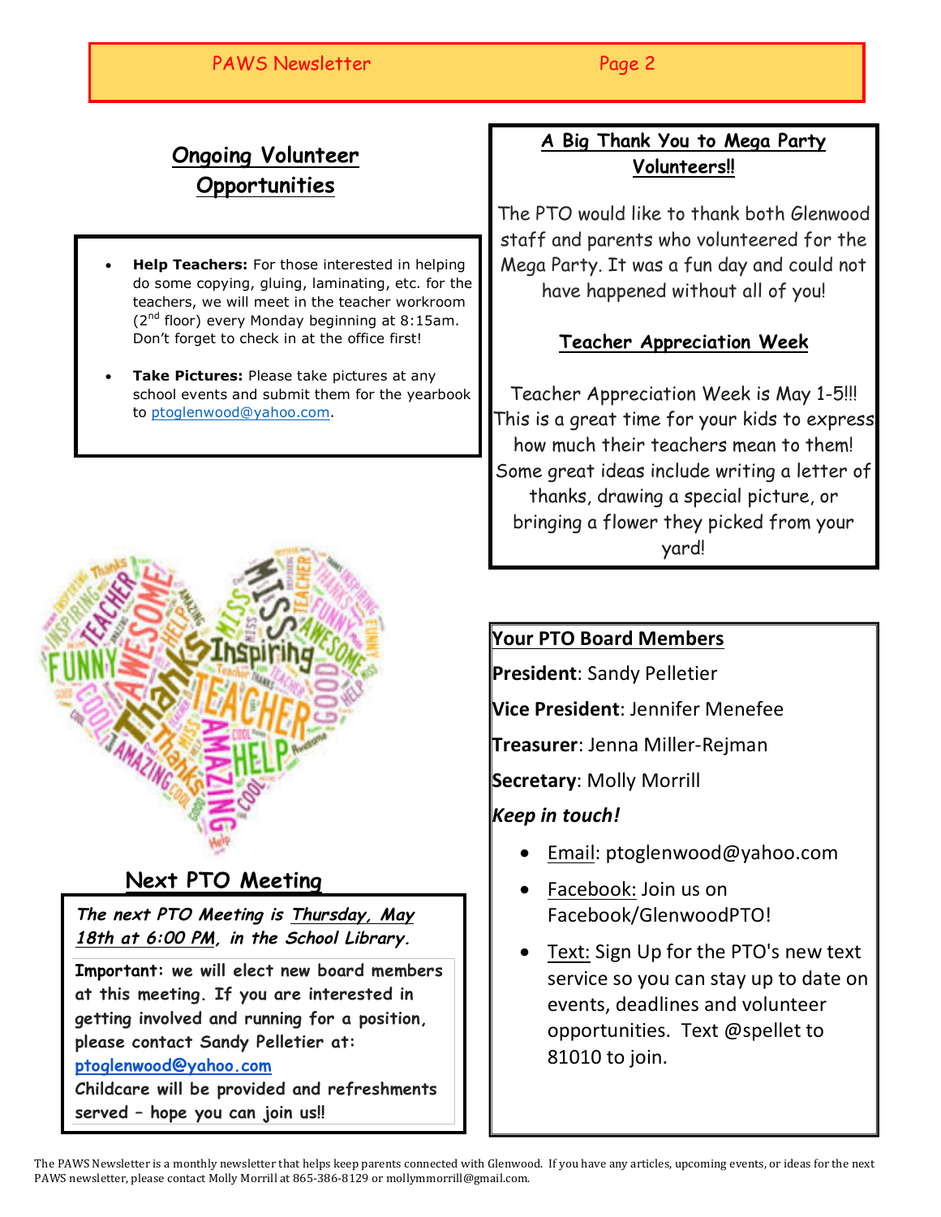## Ongoing Volunteer Opportunities

- **Help Teachers:** For those interested in helping do some copying, gluing, laminating, etc. for the teachers, we will meet in the teacher workroom (2nd floor) every Monday beginning at 8:15am. Don't forget to check in at the office first!
- **Take Pictures:** Please take pictures at any school events and submit them for the yearbook to ptoglenwood@yahoo.com.

## Next PTO Meeting

***The next PTO Meeting is Thursday, May 18th at 6:00 PM, in the School Library.***

**Important: we will elect new board members at this meeting. If you are interested in getting involved and running for a position, please contact Sandy Pelletier at: ptoglenwood@yahoo.com**

**Childcare will be provided and refreshments served – hope you can join us!!**

## A Big Thank You to Mega Party Volunteers!!

The PTO would like to thank both Glenwood staff and parents who volunteered for the Mega Party. It was a fun day and could not have happened without all of you!

## Teacher Appreciation Week

Teacher Appreciation Week is May 1-5!!! This is a great time for your kids to express how much their teachers mean to them! Some great ideas include writing a letter of thanks, drawing a special picture, or bringing a flower they picked from your yard!

## Your PTO Board Members

**President**: Sandy Pelletier

**Vice President**: Jennifer Menefee

**Treasurer**: Jenna Miller-Rejman

**Secretary**: Molly Morrill

***Keep in touch!***

- Email: ptoglenwood@yahoo.com
- Facebook: Join us on Facebook/GlenwoodPTO!
- Text: Sign Up for the PTO's new text service so you can stay up to date on events, deadlines and volunteer opportunities. Text @spellet to 81010 to join.

The PAWS Newsletter is a monthly newsletter that helps keep parents connected with Glenwood. If you have any articles, upcoming events, or ideas for the next PAWS newsletter, please contact Molly Morrill at 865-386-8129 or mollymmorrill@gmail.com.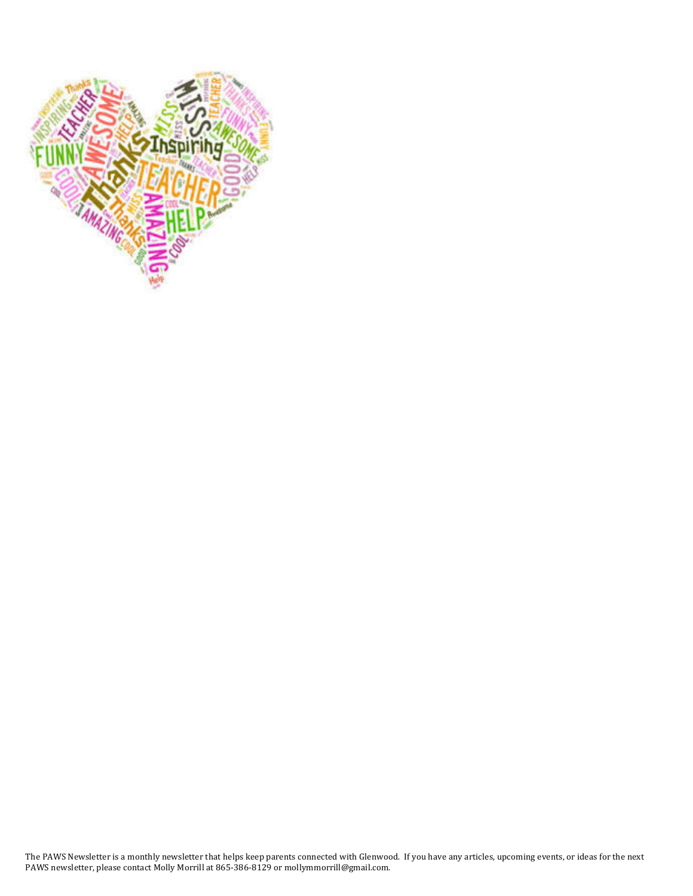The PAWS Newsletter is a monthly newsletter that helps keep parents connected with Glenwood. If you have any articles, upcoming events, or ideas for the next PAWS newsletter, please contact Molly Morrill at 865-386-8129 or mollymmorrill@gmail.com.